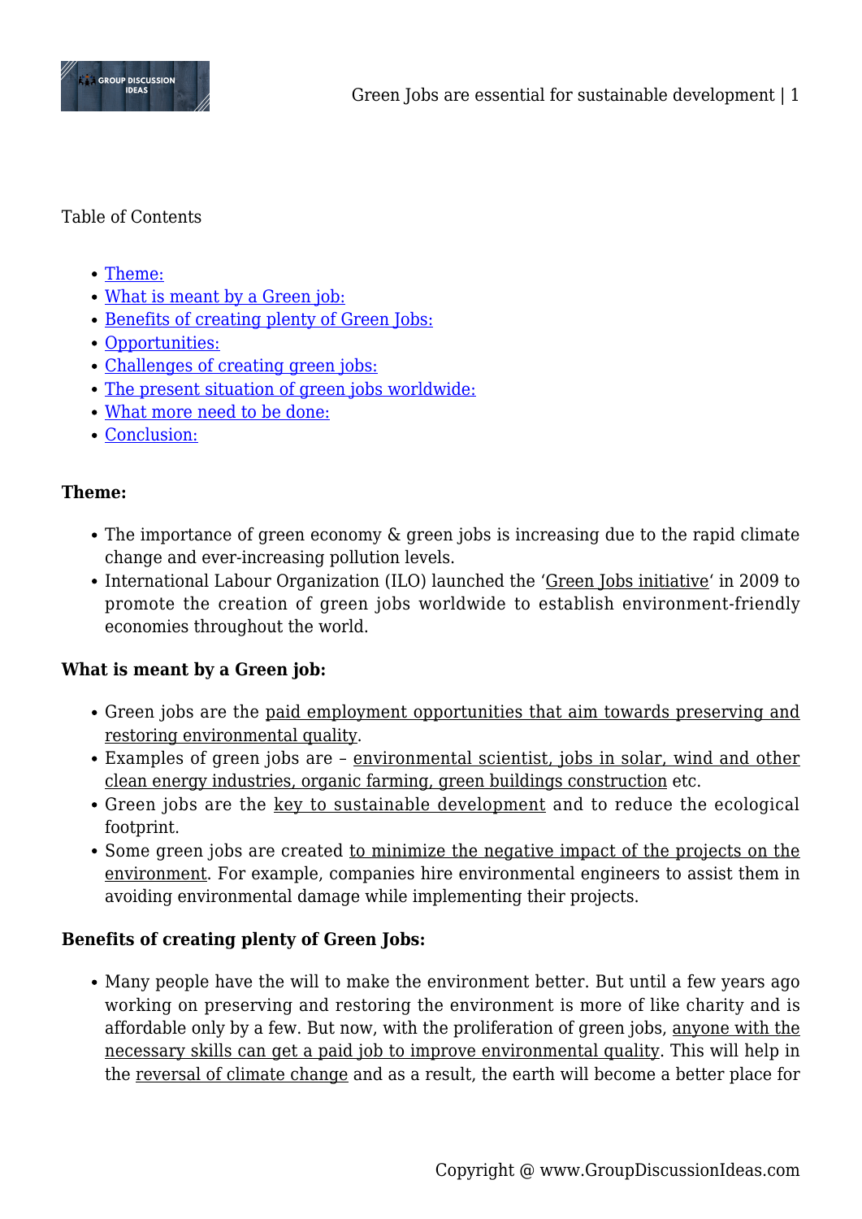Table of Contents

- Theme:
- What is meant by a Green job:
- Benefits of creating plenty of Green Jobs:
- Opportunities:
- Challenges of creating green jobs:
- The present situation of green jobs worldwide:
- What more need to be done:
- Conclusion:

**Theme:**

- The importance of green economy & green jobs is increasing due to the rapid climate change and ever-increasing pollution levels.
- International Labour Organization (ILO) launched the 'Green Jobs initiative' in 2009 to promote the creation of green jobs worldwide to establish environment-friendly economies throughout the world.

**What is meant by a Green job:**

- Green jobs are the paid employment opportunities that aim towards preserving and restoring environmental quality.
- Examples of green jobs are – environmental scientist, jobs in solar, wind and other clean energy industries, organic farming, green buildings construction etc.
- Green jobs are the key to sustainable development and to reduce the ecological footprint.
- Some green jobs are created to minimize the negative impact of the projects on the environment. For example, companies hire environmental engineers to assist them in avoiding environmental damage while implementing their projects.

**Benefits of creating plenty of Green Jobs:**

- Many people have the will to make the environment better. But until a few years ago working on preserving and restoring the environment is more of like charity and is affordable only by a few. But now, with the proliferation of green jobs, anyone with the necessary skills can get a paid job to improve environmental quality. This will help in the reversal of climate change and as a result, the earth will become a better place for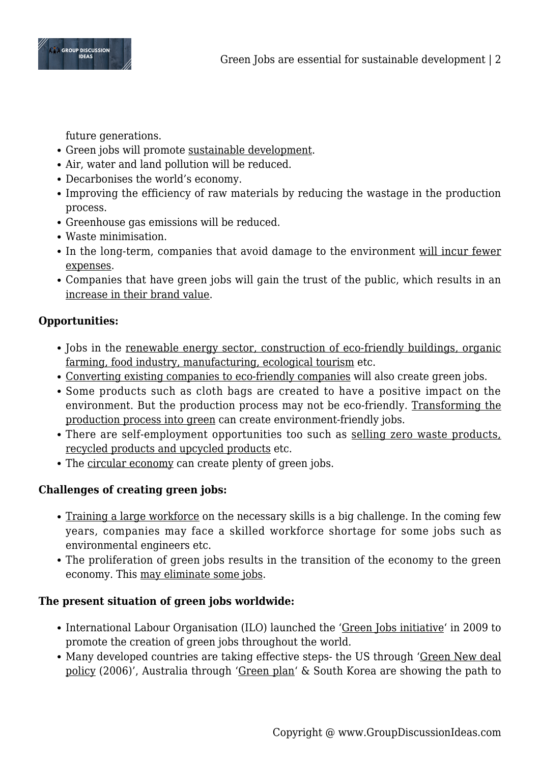future generations.

- Green jobs will promote sustainable development.
- Air, water and land pollution will be reduced.
- Decarbonises the world's economy.
- Improving the efficiency of raw materials by reducing the wastage in the production process.
- Greenhouse gas emissions will be reduced.
- Waste minimisation.
- In the long-term, companies that avoid damage to the environment will incur fewer expenses.
- Companies that have green jobs will gain the trust of the public, which results in an increase in their brand value.

**Opportunities:**

- Jobs in the renewable energy sector, construction of eco-friendly buildings, organic farming, food industry, manufacturing, ecological tourism etc.
- Converting existing companies to eco-friendly companies will also create green jobs.
- Some products such as cloth bags are created to have a positive impact on the environment. But the production process may not be eco-friendly. Transforming the production process into green can create environment-friendly jobs.
- There are self-employment opportunities too such as selling zero waste products, recycled products and upcycled products etc.
- The circular economy can create plenty of green jobs.

**Challenges of creating green jobs:**

- Training a large workforce on the necessary skills is a big challenge. In the coming few years, companies may face a skilled workforce shortage for some jobs such as environmental engineers etc.
- The proliferation of green jobs results in the transition of the economy to the green economy. This may eliminate some jobs.

**The present situation of green jobs worldwide:**

- International Labour Organisation (ILO) launched the 'Green Jobs initiative' in 2009 to promote the creation of green jobs throughout the world.
- Many developed countries are taking effective steps- the US through 'Green New deal policy (2006)', Australia through 'Green plan' & South Korea are showing the path to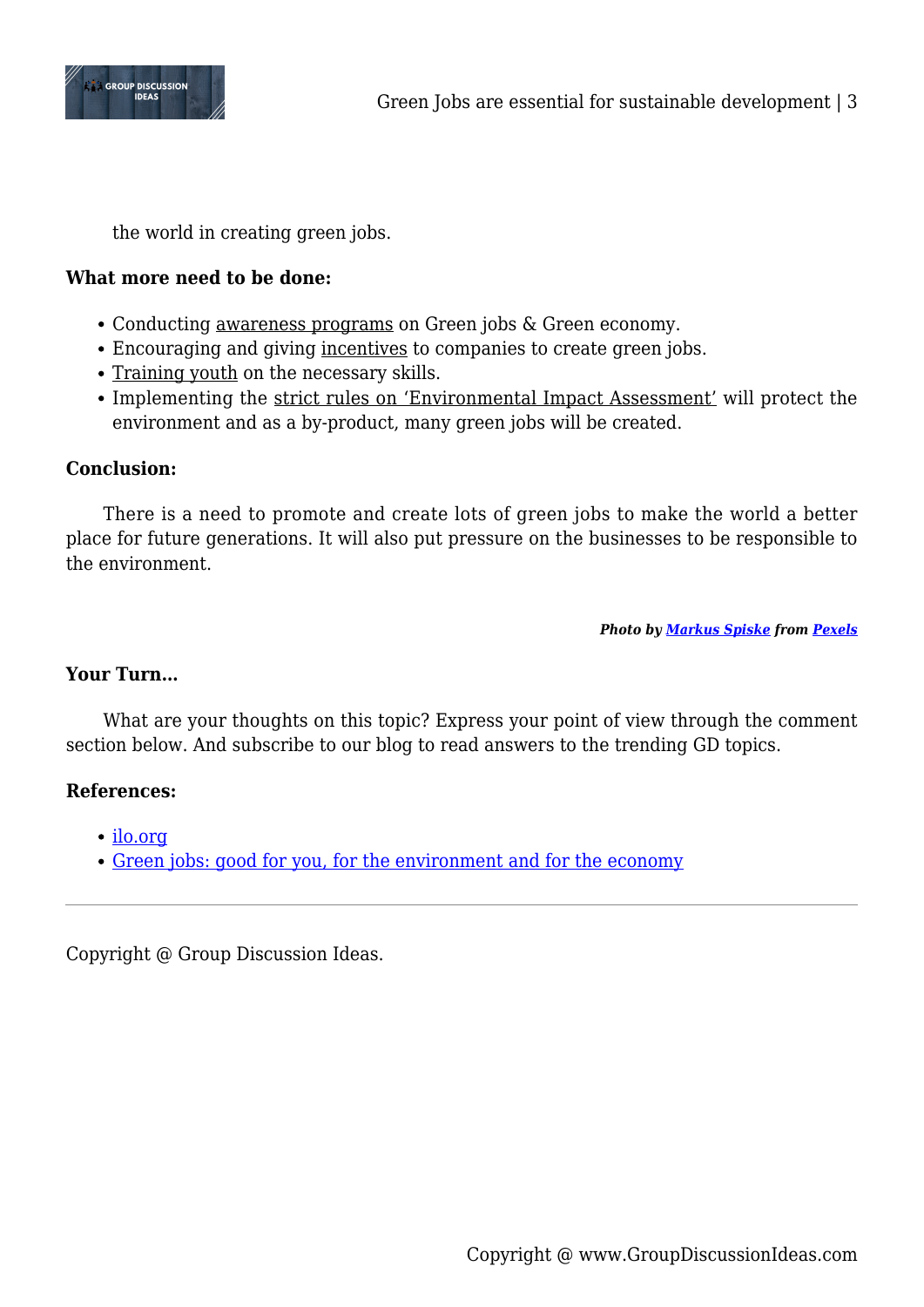the world in creating green jobs.

**What more need to be done:**

- Conducting awareness programs on Green jobs & Green economy.
- Encouraging and giving incentives to companies to create green jobs.
- Training youth on the necessary skills.
- Implementing the strict rules on 'Environmental Impact Assessment' will protect the environment and as a by-product, many green jobs will be created.

**Conclusion:**

There is a need to promote and create lots of green jobs to make the world a better place for future generations. It will also put pressure on the businesses to be responsible to the environment.

***Photo by Markus Spiske from Pexels***

**Your Turn…**

What are your thoughts on this topic? Express your point of view through the comment section below. And subscribe to our blog to read answers to the trending GD topics.

**References:**

- ilo.org
- Green jobs: good for you, for the environment and for the economy

---

Copyright @ Group Discussion Ideas.